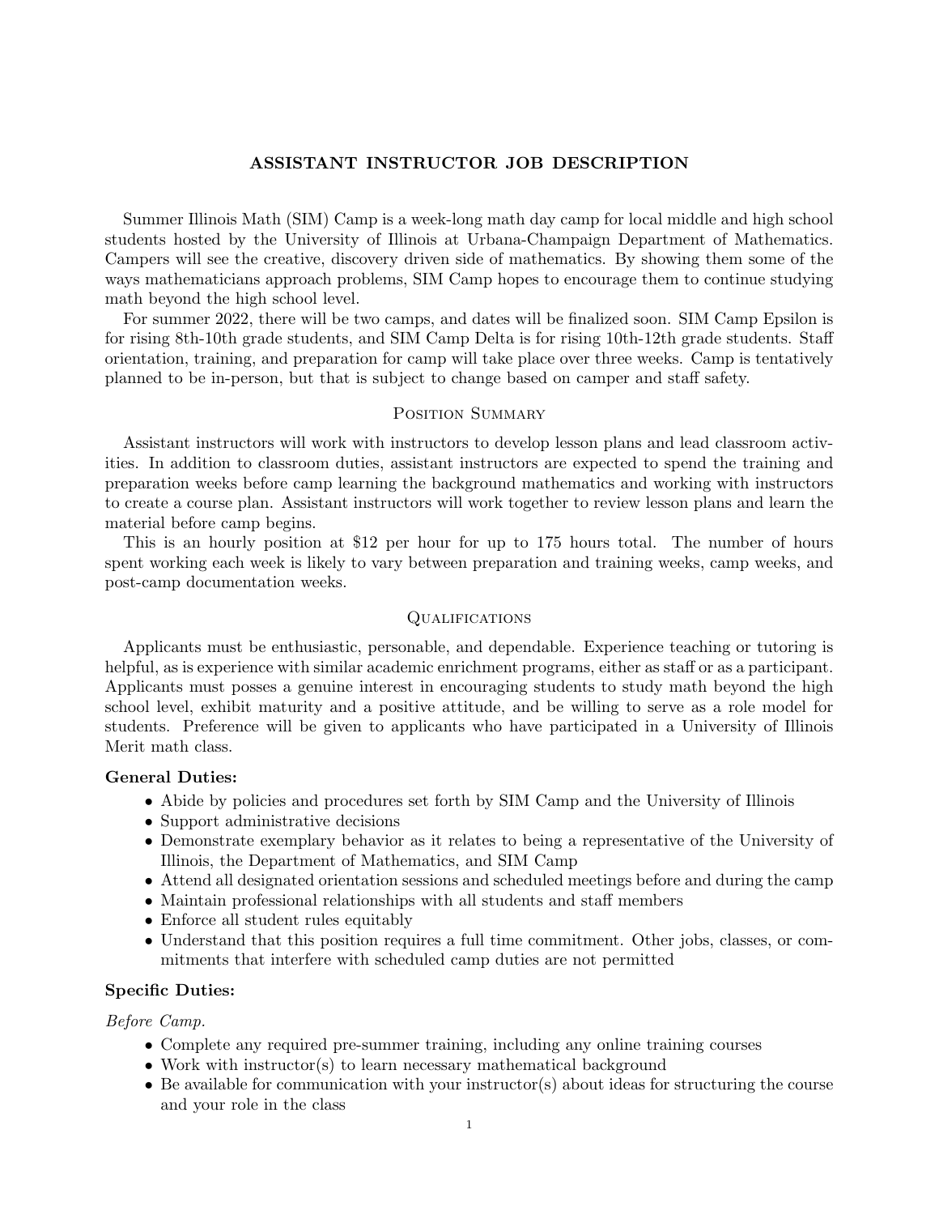# ASSISTANT INSTRUCTOR JOB DESCRIPTION

Summer Illinois Math (SIM) Camp is a week-long math day camp for local middle and high school students hosted by the University of Illinois at Urbana-Champaign Department of Mathematics. Campers will see the creative, discovery driven side of mathematics. By showing them some of the ways mathematicians approach problems, SIM Camp hopes to encourage them to continue studying math beyond the high school level.

For summer 2022, there will be two camps, and dates will be finalized soon. SIM Camp Epsilon is for rising 8th-10th grade students, and SIM Camp Delta is for rising 10th-12th grade students. Staff orientation, training, and preparation for camp will take place over three weeks. Camp is tentatively planned to be in-person, but that is subject to change based on camper and staff safety.

## Position Summary

Assistant instructors will work with instructors to develop lesson plans and lead classroom activities. In addition to classroom duties, assistant instructors are expected to spend the training and preparation weeks before camp learning the background mathematics and working with instructors to create a course plan. Assistant instructors will work together to review lesson plans and learn the material before camp begins.

This is an hourly position at $12 per hour for up to 175 hours total. The number of hours spent working each week is likely to vary between preparation and training weeks, camp weeks, and post-camp documentation weeks.

## Qualifications

Applicants must be enthusiastic, personable, and dependable. Experience teaching or tutoring is helpful, as is experience with similar academic enrichment programs, either as staff or as a participant. Applicants must posses a genuine interest in encouraging students to study math beyond the high school level, exhibit maturity and a positive attitude, and be willing to serve as a role model for students. Preference will be given to applicants who have participated in a University of Illinois Merit math class.

### General Duties:

- Abide by policies and procedures set forth by SIM Camp and the University of Illinois
- Support administrative decisions
- Demonstrate exemplary behavior as it relates to being a representative of the University of Illinois, the Department of Mathematics, and SIM Camp
- Attend all designated orientation sessions and scheduled meetings before and during the camp
- Maintain professional relationships with all students and staff members
- Enforce all student rules equitably
- Understand that this position requires a full time commitment. Other jobs, classes, or commitments that interfere with scheduled camp duties are not permitted

### Specific Duties:

*Before Camp.*

- Complete any required pre-summer training, including any online training courses
- Work with instructor(s) to learn necessary mathematical background
- Be available for communication with your instructor(s) about ideas for structuring the course and your role in the class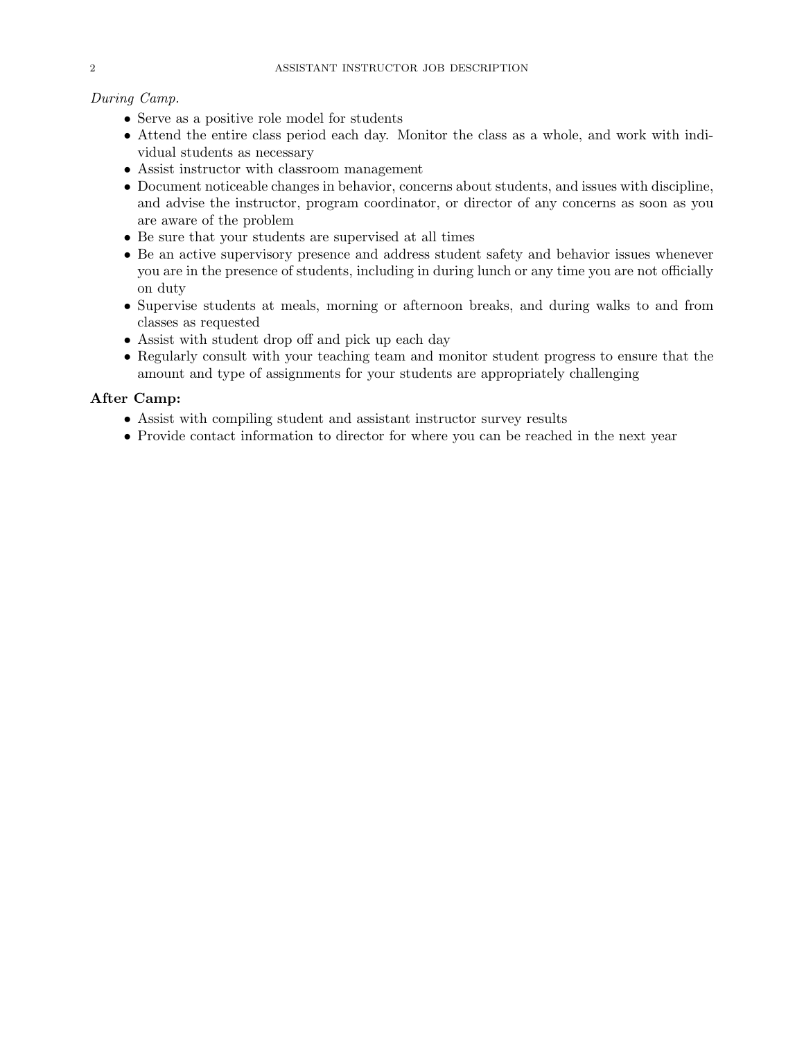*During Camp.*

- Serve as a positive role model for students
- Attend the entire class period each day. Monitor the class as a whole, and work with individual students as necessary
- Assist instructor with classroom management
- Document noticeable changes in behavior, concerns about students, and issues with discipline, and advise the instructor, program coordinator, or director of any concerns as soon as you are aware of the problem
- Be sure that your students are supervised at all times
- Be an active supervisory presence and address student safety and behavior issues whenever you are in the presence of students, including in during lunch or any time you are not officially on duty
- Supervise students at meals, morning or afternoon breaks, and during walks to and from classes as requested
- Assist with student drop off and pick up each day
- Regularly consult with your teaching team and monitor student progress to ensure that the amount and type of assignments for your students are appropriately challenging

**After Camp:**

- Assist with compiling student and assistant instructor survey results
- Provide contact information to director for where you can be reached in the next year